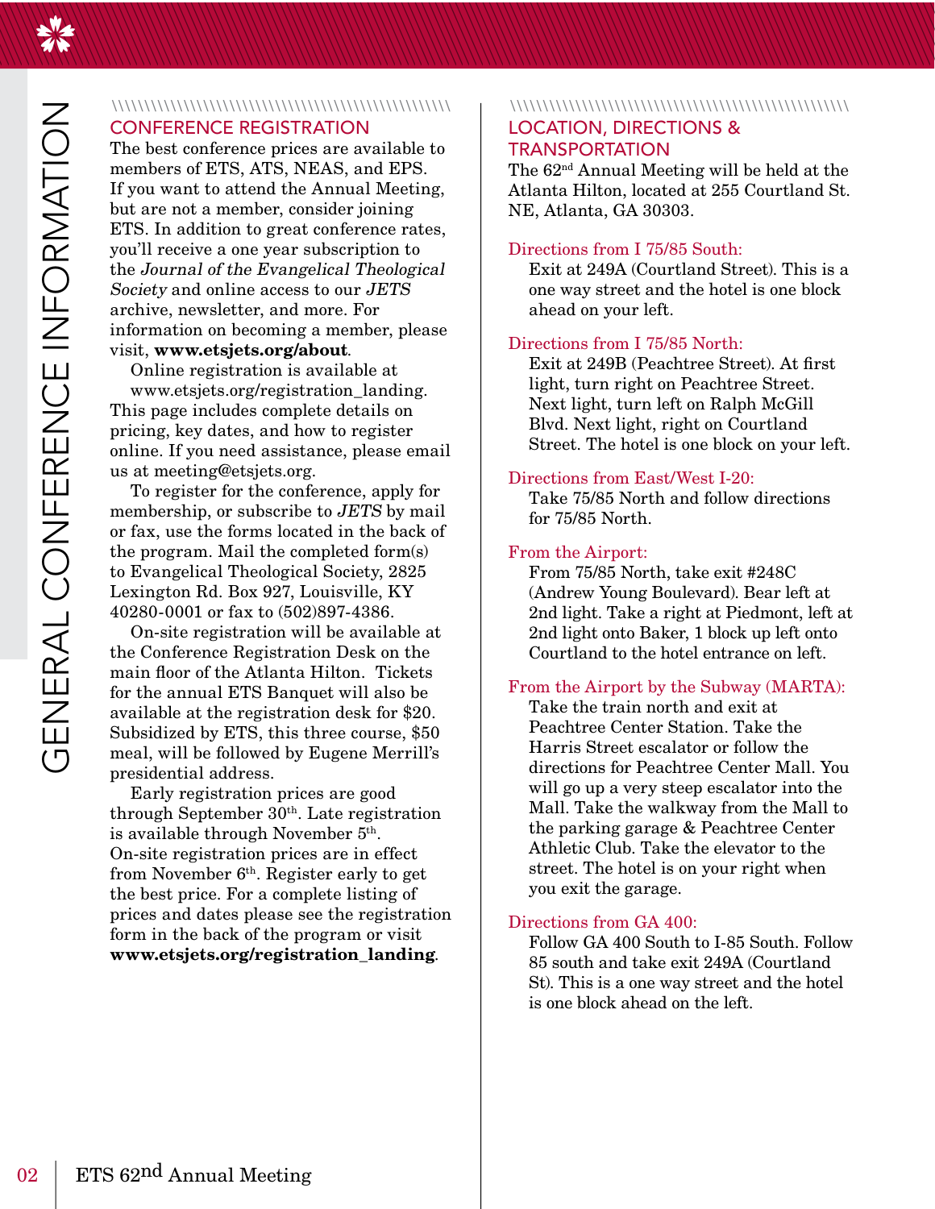# GENERAL CONFERENCE INFORMATION

## CONFERENCE REGISTRATION

The best conference prices are available to members of ETS, ATS, NEAS, and EPS. If you want to attend the Annual Meeting, but are not a member, consider joining ETS. In addition to great conference rates, you'll receive a one year subscription to the *Journal of the Evangelical Theological Society* and online access to our *JETS* archive, newsletter, and more. For information on becoming a member, please visit, **www.etsjets.org/about**.

Online registration is available at www.etsjets.org/registration_landing. This page includes complete details on pricing, key dates, and how to register online. If you need assistance, please email us at meeting@etsjets.org.

To register for the conference, apply for membership, or subscribe to *JETS* by mail or fax, use the forms located in the back of the program. Mail the completed form(s) to Evangelical Theological Society, 2825 Lexington Rd. Box 927, Louisville, KY 40280-0001 or fax to (502)897-4386.

On-site registration will be available at the Conference Registration Desk on the main floor of the Atlanta Hilton. Tickets for the annual ETS Banquet will also be available at the registration desk for $20. Subsidized by ETS, this three course, $50 meal, will be followed by Eugene Merrill's presidential address.

Early registration prices are good through September 30th. Late registration is available through November 5th. On-site registration prices are in effect from November 6th. Register early to get the best price. For a complete listing of prices and dates please see the registration form in the back of the program or visit **www.etsjets.org/registration_landing**.

## LOCATION, DIRECTIONS & TRANSPORTATION

The 62nd Annual Meeting will be held at the Atlanta Hilton, located at 255 Courtland St. NE, Atlanta, GA 30303.

### Directions from I 75/85 South:

Exit at 249A (Courtland Street). This is a one way street and the hotel is one block ahead on your left.

### Directions from I 75/85 North:

Exit at 249B (Peachtree Street). At first light, turn right on Peachtree Street. Next light, turn left on Ralph McGill Blvd. Next light, right on Courtland Street. The hotel is one block on your left.

### Directions from East/West I-20:

Take 75/85 North and follow directions for 75/85 North.

### From the Airport:

From 75/85 North, take exit #248C (Andrew Young Boulevard). Bear left at 2nd light. Take a right at Piedmont, left at 2nd light onto Baker, 1 block up left onto Courtland to the hotel entrance on left.

### From the Airport by the Subway (MARTA):

Take the train north and exit at Peachtree Center Station. Take the Harris Street escalator or follow the directions for Peachtree Center Mall. You will go up a very steep escalator into the Mall. Take the walkway from the Mall to the parking garage & Peachtree Center Athletic Club. Take the elevator to the street. The hotel is on your right when you exit the garage.

### Directions from GA 400:

Follow GA 400 South to I-85 South. Follow 85 south and take exit 249A (Courtland St). This is a one way street and the hotel is one block ahead on the left.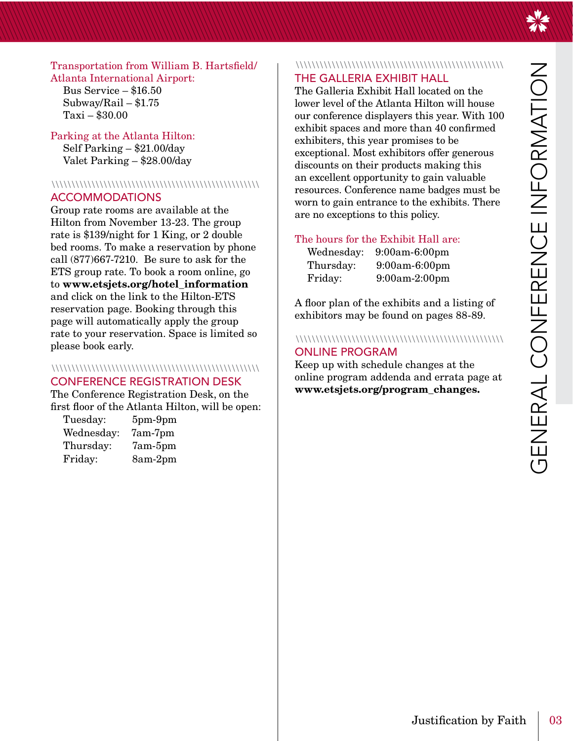Transportation from William B. Hartsfield/ Atlanta International Airport:

Bus Service – $16.50
Subway/Rail – $1.75
Taxi – $30.00

Parking at the Atlanta Hilton:

Self Parking – $21.00/day
Valet Parking – $28.00/day

## ACCOMMODATIONS

Group rate rooms are available at the Hilton from November 13-23. The group rate is $139/night for 1 King, or 2 double bed rooms. To make a reservation by phone call (877)667-7210. Be sure to ask for the ETS group rate. To book a room online, go to **www.etsjets.org/hotel_information** and click on the link to the Hilton-ETS reservation page. Booking through this page will automatically apply the group rate to your reservation. Space is limited so please book early.

## CONFERENCE REGISTRATION DESK

The Conference Registration Desk, on the first floor of the Atlanta Hilton, will be open:

| | |
|---|---|
| Tuesday: | 5pm-9pm |
| Wednesday: | 7am-7pm |
| Thursday: | 7am-5pm |
| Friday: | 8am-2pm |

## THE GALLERIA EXHIBIT HALL

The Galleria Exhibit Hall located on the lower level of the Atlanta Hilton will house our conference displayers this year. With 100 exhibit spaces and more than 40 confirmed exhibiters, this year promises to be exceptional. Most exhibitors offer generous discounts on their products making this an excellent opportunity to gain valuable resources. Conference name badges must be worn to gain entrance to the exhibits. There are no exceptions to this policy.

The hours for the Exhibit Hall are:

| | |
|---|---|
| Wednesday: | 9:00am-6:00pm |
| Thursday: | 9:00am-6:00pm |
| Friday: | 9:00am-2:00pm |

A floor plan of the exhibits and a listing of exhibitors may be found on pages 88-89.

## ONLINE PROGRAM

Keep up with schedule changes at the online program addenda and errata page at **www.etsjets.org/program_changes.**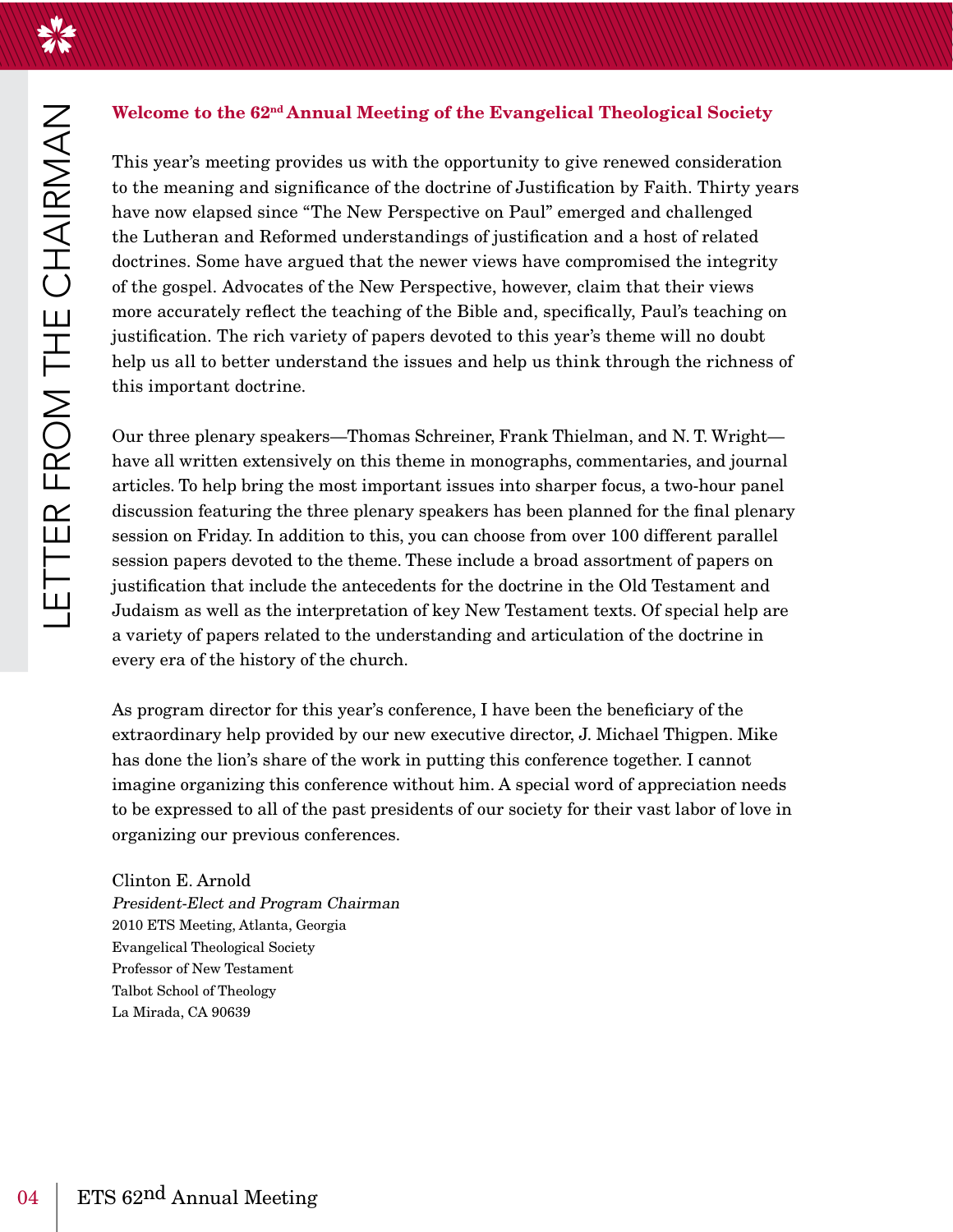# LETTER FROM THE CHAIRMAN

## Welcome to the 62nd Annual Meeting of the Evangelical Theological Society

This year's meeting provides us with the opportunity to give renewed consideration to the meaning and significance of the doctrine of Justification by Faith. Thirty years have now elapsed since "The New Perspective on Paul" emerged and challenged the Lutheran and Reformed understandings of justification and a host of related doctrines. Some have argued that the newer views have compromised the integrity of the gospel. Advocates of the New Perspective, however, claim that their views more accurately reflect the teaching of the Bible and, specifically, Paul's teaching on justification. The rich variety of papers devoted to this year's theme will no doubt help us all to better understand the issues and help us think through the richness of this important doctrine.

Our three plenary speakers—Thomas Schreiner, Frank Thielman, and N. T. Wright—have all written extensively on this theme in monographs, commentaries, and journal articles. To help bring the most important issues into sharper focus, a two-hour panel discussion featuring the three plenary speakers has been planned for the final plenary session on Friday. In addition to this, you can choose from over 100 different parallel session papers devoted to the theme. These include a broad assortment of papers on justification that include the antecedents for the doctrine in the Old Testament and Judaism as well as the interpretation of key New Testament texts. Of special help are a variety of papers related to the understanding and articulation of the doctrine in every era of the history of the church.

As program director for this year's conference, I have been the beneficiary of the extraordinary help provided by our new executive director, J. Michael Thigpen. Mike has done the lion's share of the work in putting this conference together. I cannot imagine organizing this conference without him. A special word of appreciation needs to be expressed to all of the past presidents of our society for their vast labor of love in organizing our previous conferences.

Clinton E. Arnold
*President-Elect and Program Chairman*
2010 ETS Meeting, Atlanta, Georgia
Evangelical Theological Society
Professor of New Testament
Talbot School of Theology
La Mirada, CA 90639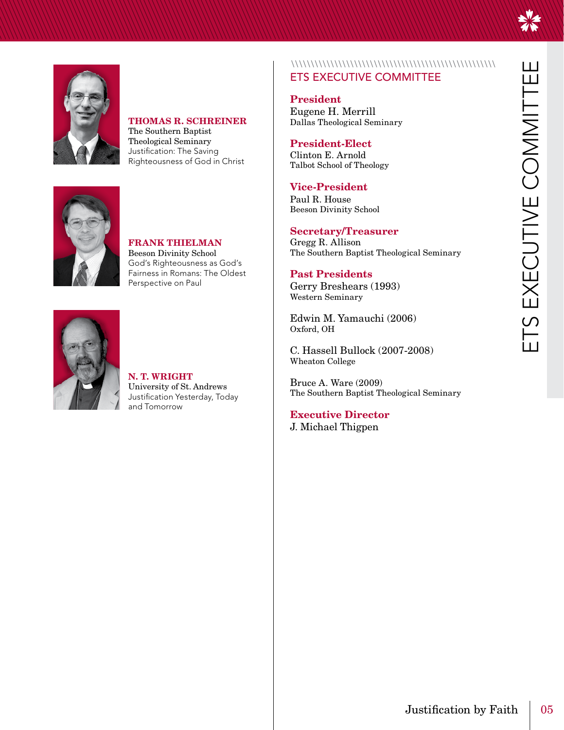**THOMAS R. SCHREINER**
The Southern Baptist Theological Seminary
Justification: The Saving Righteousness of God in Christ

**FRANK THIELMAN**
Beeson Divinity School
God's Righteousness as God's Fairness in Romans: The Oldest Perspective on Paul

**N. T. WRIGHT**
University of St. Andrews
Justification Yesterday, Today and Tomorrow

## ETS EXECUTIVE COMMITTEE

### President
Eugene H. Merrill
Dallas Theological Seminary

### President-Elect
Clinton E. Arnold
Talbot School of Theology

### Vice-President
Paul R. House
Beeson Divinity School

### Secretary/Treasurer
Gregg R. Allison
The Southern Baptist Theological Seminary

### Past Presidents
Gerry Breshears (1993)
Western Seminary

Edwin M. Yamauchi (2006)
Oxford, OH

C. Hassell Bullock (2007-2008)
Wheaton College

Bruce A. Ware (2009)
The Southern Baptist Theological Seminary

### Executive Director
J. Michael Thigpen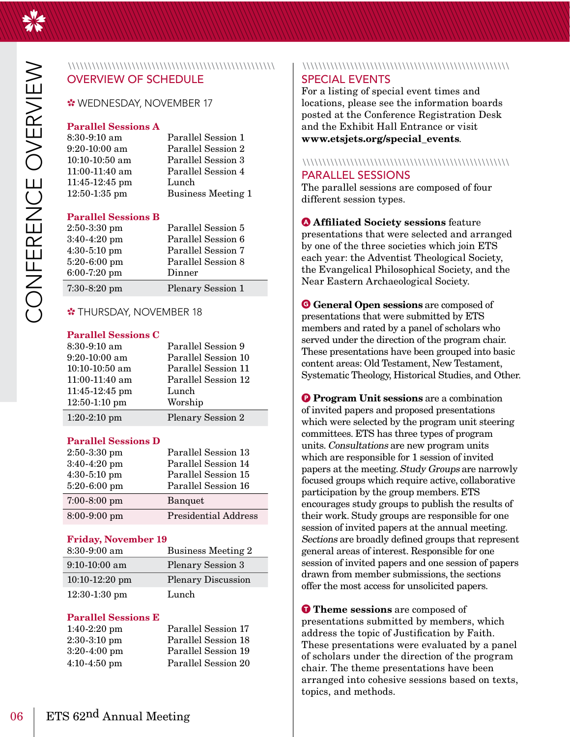# CONFERENCE OVERVIEW

## OVERVIEW OF SCHEDULE

### WEDNESDAY, NOVEMBER 17

**Parallel Sessions A**

| | |
|---|---|
| 8:30-9:10 am | Parallel Session 1 |
| 9:20-10:00 am | Parallel Session 2 |
| 10:10-10:50 am | Parallel Session 3 |
| 11:00-11:40 am | Parallel Session 4 |
| 11:45-12:45 pm | Lunch |
| 12:50-1:35 pm | Business Meeting 1 |

**Parallel Sessions B**

| | |
|---|---|
| 2:50-3:30 pm | Parallel Session 5 |
| 3:40-4:20 pm | Parallel Session 6 |
| 4:30-5:10 pm | Parallel Session 7 |
| 5:20-6:00 pm | Parallel Session 8 |
| 6:00-7:20 pm | Dinner |
| 7:30-8:20 pm | Plenary Session 1 |

### THURSDAY, NOVEMBER 18

**Parallel Sessions C**

| | |
|---|---|
| 8:30-9:10 am | Parallel Session 9 |
| 9:20-10:00 am | Parallel Session 10 |
| 10:10-10:50 am | Parallel Session 11 |
| 11:00-11:40 am | Parallel Session 12 |
| 11:45-12:45 pm | Lunch |
| 12:50-1:10 pm | Worship |
| 1:20-2:10 pm | Plenary Session 2 |

**Parallel Sessions D**

| | |
|---|---|
| 2:50-3:30 pm | Parallel Session 13 |
| 3:40-4:20 pm | Parallel Session 14 |
| 4:30-5:10 pm | Parallel Session 15 |
| 5:20-6:00 pm | Parallel Session 16 |
| 7:00-8:00 pm | Banquet |
| 8:00-9:00 pm | Presidential Address |

**Friday, November 19**

| | |
|---|---|
| 8:30-9:00 am | Business Meeting 2 |
| 9:10-10:00 am | Plenary Session 3 |
| 10:10-12:20 pm | Plenary Discussion |
| 12:30-1:30 pm | Lunch |

**Parallel Sessions E**

| | |
|---|---|
| 1:40-2:20 pm | Parallel Session 17 |
| 2:30-3:10 pm | Parallel Session 18 |
| 3:20-4:00 pm | Parallel Session 19 |
| 4:10-4:50 pm | Parallel Session 20 |

## SPECIAL EVENTS

For a listing of special event times and locations, please see the information boards posted at the Conference Registration Desk and the Exhibit Hall Entrance or visit **www.etsjets.org/special_events**.

## PARALLEL SESSIONS

The parallel sessions are composed of four different session types.

**A Affiliated Society sessions** feature presentations that were selected and arranged by one of the three societies which join ETS each year: the Adventist Theological Society, the Evangelical Philosophical Society, and the Near Eastern Archaeological Society.

**G General Open sessions** are composed of presentations that were submitted by ETS members and rated by a panel of scholars who served under the direction of the program chair. These presentations have been grouped into basic content areas: Old Testament, New Testament, Systematic Theology, Historical Studies, and Other.

**P Program Unit sessions** are a combination of invited papers and proposed presentations which were selected by the program unit steering committees. ETS has three types of program units. *Consultations* are new program units which are responsible for 1 session of invited papers at the meeting. *Study Groups* are narrowly focused groups which require active, collaborative participation by the group members. ETS encourages study groups to publish the results of their work. Study groups are responsible for one session of invited papers at the annual meeting. *Sections* are broadly defined groups that represent general areas of interest. Responsible for one session of invited papers and one session of papers drawn from member submissions, the sections offer the most access for unsolicited papers.

**T Theme sessions** are composed of presentations submitted by members, which address the topic of Justification by Faith. These presentations were evaluated by a panel of scholars under the direction of the program chair. The theme presentations have been arranged into cohesive sessions based on texts, topics, and methods.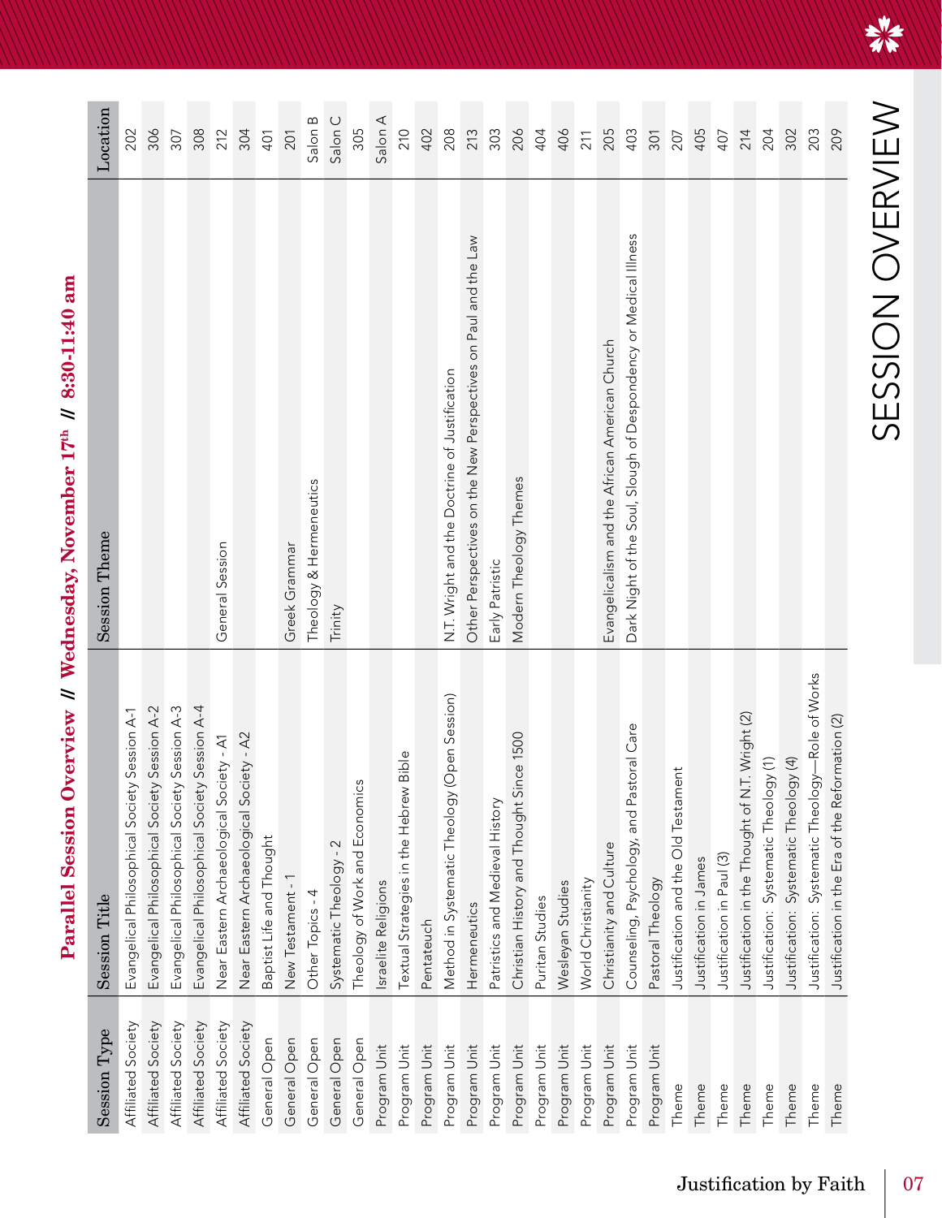# Parallel Session Overview // Wednesday, November 17th // 8:30-11:40 am

## SESSION OVERVIEW

| Session Type | Session Title | Session Theme | Location |
|---|---|---|---|
| Affiliated Society | Evangelical Philosophical Society Session A-1 | | 202 |
| Affiliated Society | Evangelical Philosophical Society Session A-2 | | 306 |
| Affiliated Society | Evangelical Philosophical Society Session A-3 | | 307 |
| Affiliated Society | Evangelical Philosophical Society Session A-4 | | 308 |
| Affiliated Society | Near Eastern Archaeological Society - A1 | General Session | 212 |
| Affiliated Society | Near Eastern Archaeological Society - A2 | | 304 |
| General Open | Baptist Life and Thought | | 401 |
| General Open | New Testament - 1 | Greek Grammar | 201 |
| General Open | Other Topics - 4 | Theology & Hermeneutics | Salon B |
| General Open | Systematic Theology - 2 | Trinity | Salon C |
| General Open | Theology of Work and Economics | | 305 |
| Program Unit | Israelite Religions | | Salon A |
| Program Unit | Textual Strategies in the Hebrew Bible | | 210 |
| Program Unit | Pentateuch | | 402 |
| Program Unit | Method in Systematic Theology (Open Session) | N.T. Wright and the Doctrine of Justification | 208 |
| Program Unit | Hermeneutics | Other Perspectives on the New Perspectives on Paul and the Law | 213 |
| Program Unit | Patristics and Medieval History | Early Patristic | 303 |
| Program Unit | Christian History and Thought Since 1500 | Modern Theology Themes | 206 |
| Program Unit | Puritan Studies | | 404 |
| Program Unit | Wesleyan Studies | | 406 |
| Program Unit | World Christianity | | 211 |
| Program Unit | Christianity and Culture | Evangelicalism and the African American Church | 205 |
| Program Unit | Counseling, Psychology, and Pastoral Care | Dark Night of the Soul, Slough of Despondency or Medical Illness | 403 |
| Program Unit | Pastoral Theology | | 301 |
| Theme | Justification and the Old Testament | | 207 |
| Theme | Justification in James | | 405 |
| Theme | Justification in Paul (3) | | 407 |
| Theme | Justification in the Thought of N.T. Wright (2) | | 214 |
| Theme | Justification: Systematic Theology (1) | | 204 |
| Theme | Justification: Systematic Theology (4) | | 302 |
| Theme | Justification: Systematic Theology—Role of Works | | 203 |
| Theme | Justification in the Era of the Reformation (2) | | 209 |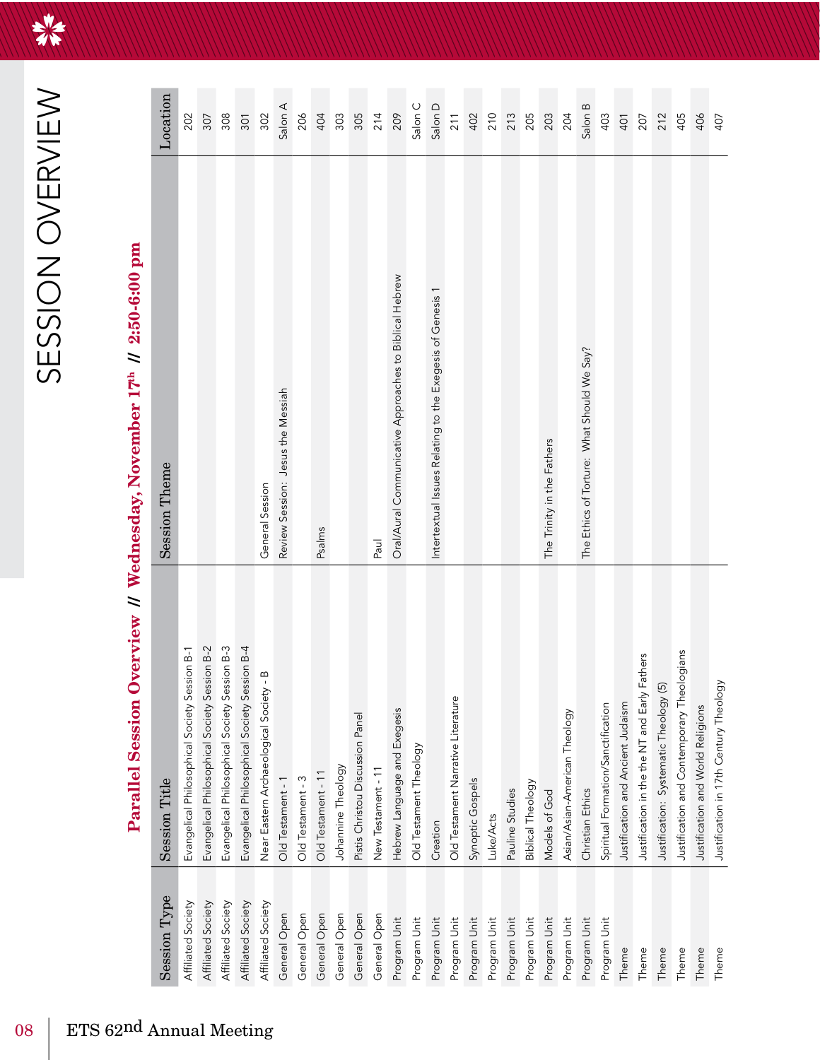# SESSION OVERVIEW

## Parallel Session Overview // Wednesday, November 17th // 2:50-6:00 pm

| Session Type | Session Title | Session Theme | Location |
|---|---|---|---|
| Affiliated Society | Evangelical Philosophical Society Session B-1 | | 202 |
| Affiliated Society | Evangelical Philosophical Society Session B-2 | | 307 |
| Affiliated Society | Evangelical Philosophical Society Session B-3 | | 308 |
| Affiliated Society | Evangelical Philosophical Society Session B-4 | | 301 |
| Affiliated Society | Near Eastern Archaeological Society - B | General Session | 302 |
| General Open | Old Testament - 1 | Review Session: Jesus the Messiah | Salon A |
| General Open | Old Testament - 3 | | 206 |
| General Open | Old Testament - 11 | Psalms | 404 |
| General Open | Johannine Theology | | 303 |
| General Open | Pistis Christou Discussion Panel | | 305 |
| General Open | New Testament - 11 | Paul | 214 |
| Program Unit | Hebrew Language and Exegesis | Oral/Aural Communicative Approaches to Biblical Hebrew | 209 |
| Program Unit | Old Testament Theology | | Salon C |
| Program Unit | Creation | Intertextual Issues Relating to the Exegesis of Genesis 1 | Salon D |
| Program Unit | Old Testament Narrative Literature | | 211 |
| Program Unit | Synoptic Gospels | | 402 |
| Program Unit | Luke/Acts | | 210 |
| Program Unit | Pauline Studies | | 213 |
| Program Unit | Biblical Theology | | 205 |
| Program Unit | Models of God | The Trinity in the Fathers | 203 |
| Program Unit | Asian/Asian-American Theology | | 204 |
| Program Unit | Christian Ethics | The Ethics of Torture: What Should We Say? | Salon B |
| Program Unit | Spiritual Formation/Sanctification | | 403 |
| Theme | Justification and Ancient Judaism | | 401 |
| Theme | Justification in the the NT and Early Fathers | | 207 |
| Theme | Justification: Systematic Theology (5) | | 212 |
| Theme | Justification and Contemporary Theologians | | 405 |
| Theme | Justification and World Religions | | 406 |
| Theme | Justification in 17th Century Theology | | 407 |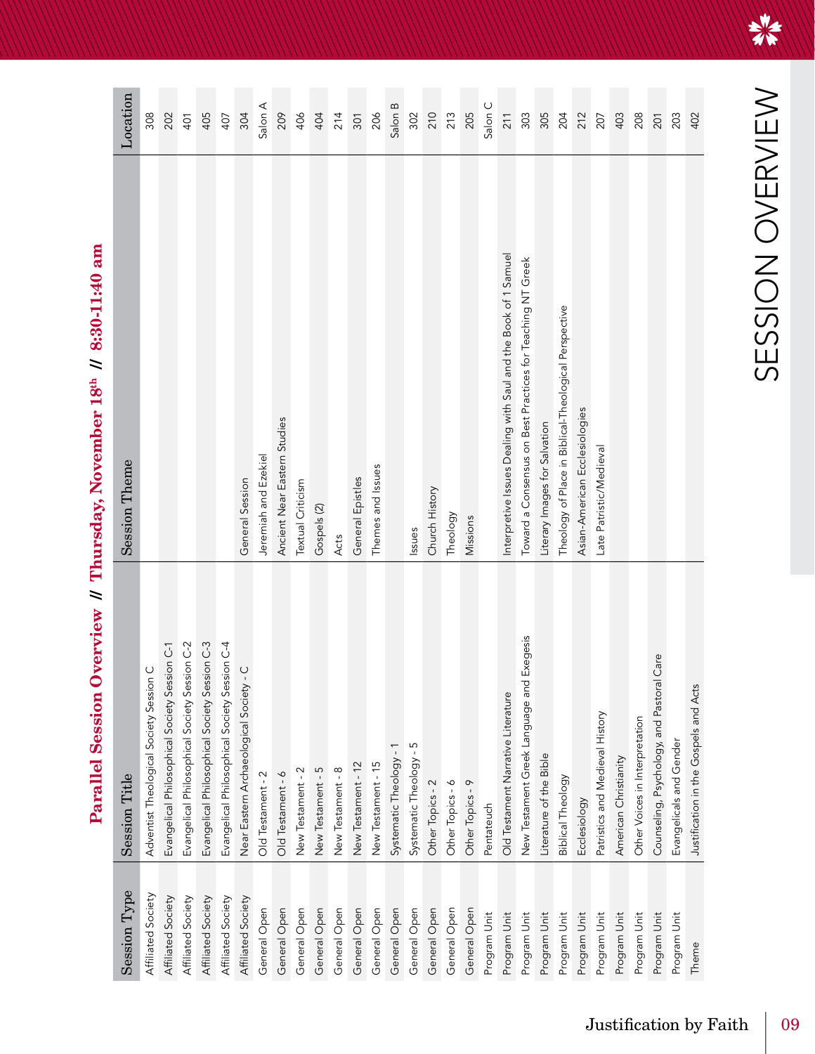# SESSION OVERVIEW

## Parallel Session Overview // Thursday, November 18th // 8:30-11:40 am

| Session Type | Session Title | Session Theme | Location |
|---|---|---|---|
| Affiliated Society | Adventist Theological Society Session C | | 308 |
| Affiliated Society | Evangelical Philosophical Society Session C-1 | | 202 |
| Affiliated Society | Evangelical Philosophical Society Session C-2 | | 401 |
| Affiliated Society | Evangelical Philosophical Society Session C-3 | | 405 |
| Affiliated Society | Evangelical Philosophical Society Session C-4 | | 407 |
| Affiliated Society | Near Eastern Archaeological Society - C | General Session | 304 |
| General Open | Old Testament - 2 | Jeremiah and Ezekiel | Salon A |
| General Open | Old Testament - 6 | Ancient Near Eastern Studies | 209 |
| General Open | New Testament - 2 | Textual Criticism | 406 |
| General Open | New Testament - 5 | Gospels (2) | 404 |
| General Open | New Testament - 8 | Acts | 214 |
| General Open | New Testament - 12 | General Epistles | 301 |
| General Open | New Testament - 15 | Themes and Issues | 206 |
| General Open | Systematic Theology - 1 | | Salon B |
| General Open | Systematic Theology - 5 | Issues | 302 |
| General Open | Other Topics - 2 | Church History | 210 |
| General Open | Other Topics - 6 | Theology | 213 |
| General Open | Other Topics - 9 | Missions | 205 |
| Program Unit | Pentateuch | | Salon C |
| Program Unit | Old Testament Narrative Literature | Interpretive Issues Dealing with Saul and the Book of 1 Samuel | 211 |
| Program Unit | New Testament Greek Language and Exegesis | Toward a Consensus on Best Practices for Teaching NT Greek | 303 |
| Program Unit | Literature of the Bible | Literary Images for Salvation | 305 |
| Program Unit | Biblical Theology | Theology of Place in Biblical-Theological Perspective | 204 |
| Program Unit | Ecclesiology | Asian-American Ecclesiologies | 212 |
| Program Unit | Patristics and Medieval History | Late Patristic/Medieval | 207 |
| Program Unit | American Christianity | | 403 |
| Program Unit | Other Voices in Interpretation | | 208 |
| Program Unit | Counseling, Psychology, and Pastoral Care | | 201 |
| Program Unit | Evangelicals and Gender | | 203 |
| Theme | Justification in the Gospels and Acts | | 402 |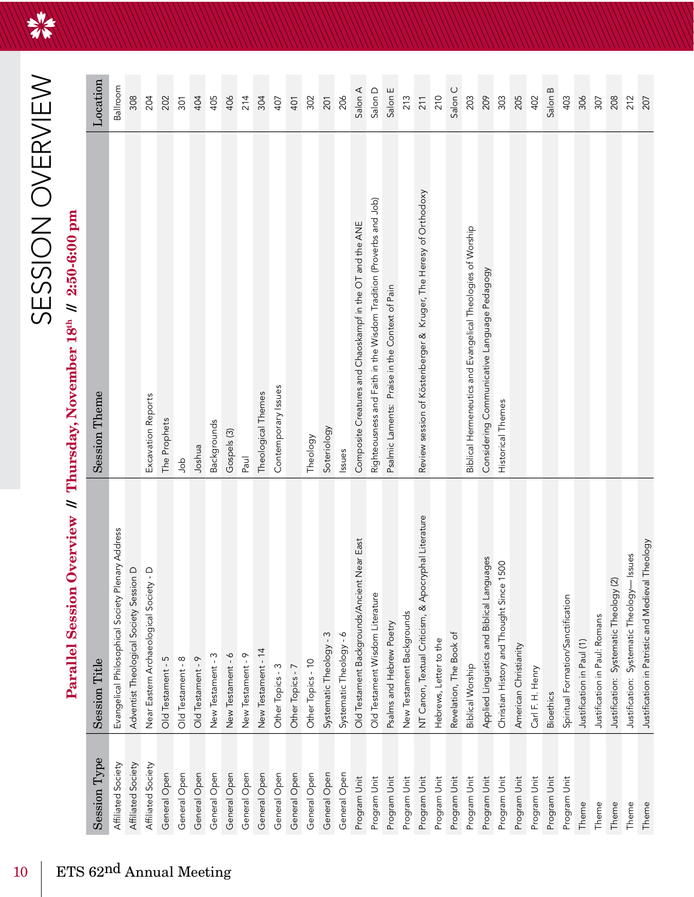# SESSION OVERVIEW

## Parallel Session Overview // Thursday, November 18th // 2:50-6:00 pm

| Session Type | Session Title | Session Theme | Location |
|---|---|---|---|
| Affiliated Society | Evangelical Philosophical Society Plenary Address | | Ballroom |
| Affiliated Society | Adventist Theological Society Session D | | 308 |
| Affiliated Society | Near Eastern Archaeological Society - D | Excavation Reports | 204 |
| General Open | Old Testament - 5 | The Prophets | 202 |
| General Open | Old Testament - 8 | Job | 301 |
| General Open | Old Testament - 9 | Joshua | 404 |
| General Open | New Testament - 3 | Backgrounds | 405 |
| General Open | New Testament - 6 | Gospels (3) | 406 |
| General Open | New Testament - 9 | Paul | 214 |
| General Open | New Testament - 14 | Theological Themes | 304 |
| General Open | Other Topics - 3 | Contemporary Issues | 407 |
| General Open | Other Topics - 7 | | 401 |
| General Open | Other Topics - 10 | Theology | 302 |
| General Open | Systematic Theology - 3 | Soteriology | 201 |
| General Open | Systematic Theology - 6 | Issues | 206 |
| Program Unit | Old Testament Backgrounds/Ancient Near East | Composite Creatures and Chaoskampf in the OT and the ANE | Salon A |
| Program Unit | Old Testament Wisdom Literature | Righteousness and Faith in the Wisdom Tradition (Proverbs and Job) | Salon D |
| Program Unit | Psalms and Hebrew Poetry | Psalmic Laments: Praise in the Context of Pain | Salon E |
| Program Unit | New Testament Backgrounds | | 213 |
| Program Unit | NT Canon, Textual Criticism, & Apocryphal Literature | Review session of Köstenberger & Kruger, The Heresy of Orthodoxy | 211 |
| Program Unit | Hebrews, Letter to the | | 210 |
| Program Unit | Revelation, The Book of | | Salon C |
| Program Unit | Biblical Worship | Biblical Hermeneutics and Evangelical Theologies of Worship | 203 |
| Program Unit | Applied Linguistics and Biblical Languages | Considering Communicative Language Pedagogy | 209 |
| Program Unit | Christian History and Thought Since 1500 | Historical Themes | 303 |
| Program Unit | American Christianity | | 205 |
| Program Unit | Carl F. H. Henry | | 402 |
| Program Unit | Bioethics | | Salon B |
| Program Unit | Spiritual Formation/Sanctification | | 403 |
| Theme | Justification in Paul (1) | | 306 |
| Theme | Justification in Paul: Romans | | 307 |
| Theme | Justification: Systematic Theology (2) | | 208 |
| Theme | Justification: Systematic Theology— Issues | | 212 |
| Theme | Justification in Patristic and Medieval Theology | | 207 |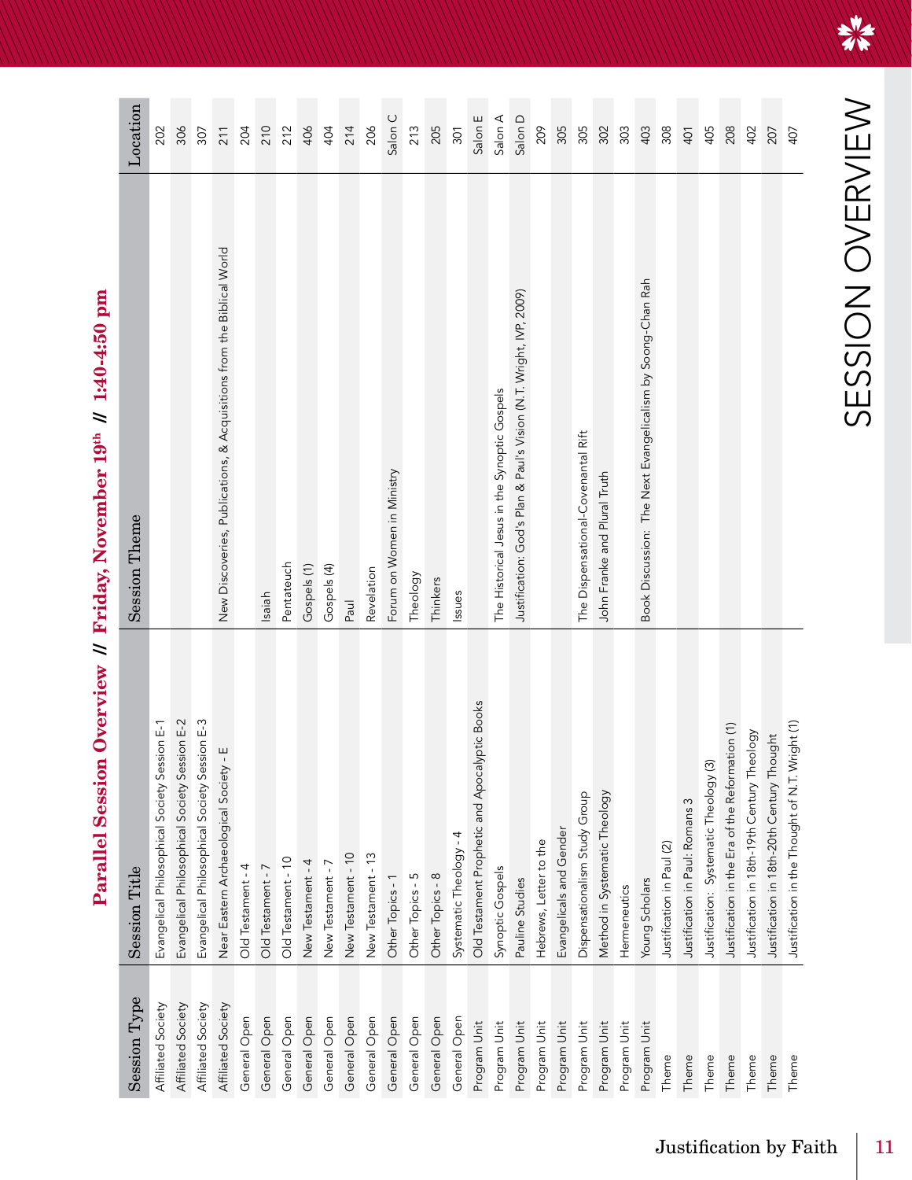# Parallel Session Overview // Friday, November 19th // 1:40-4:50 pm

| Session Type | Session Title | Session Theme | Location |
|---|---|---|---|
| Affiliated Society | Evangelical Philosophical Society Session E-1 | | 202 |
| Affiliated Society | Evangelical Philosophical Society Session E-2 | | 306 |
| Affiliated Society | Evangelical Philosophical Society Session E-3 | | 307 |
| Affiliated Society | Near Eastern Archaeological Society - E | New Discoveries, Publications, & Acquisitions from the Biblical World | 211 |
| General Open | Old Testament - 4 | | 204 |
| General Open | Old Testament - 7 | Isaiah | 210 |
| General Open | Old Testament - 10 | Pentateuch | 212 |
| General Open | New Testament - 4 | Gospels (1) | 406 |
| General Open | New Testament - 7 | Gospels (4) | 404 |
| General Open | New Testament - 10 | Paul | 214 |
| General Open | New Testament - 13 | Revelation | 206 |
| General Open | Other Topics - 1 | Forum on Women in Ministry | Salon C |
| General Open | Other Topics - 5 | Theology | 213 |
| General Open | Other Topics - 8 | Thinkers | 205 |
| General Open | Systematic Theology - 4 | Issues | 301 |
| Program Unit | Old Testament Prophetic and Apocalyptic Books | | Salon E |
| Program Unit | Synoptic Gospels | The Historical Jesus in the Synoptic Gospels | Salon A |
| Program Unit | Pauline Studies | Justification: God's Plan & Paul's Vision (N.T. Wright, IVP, 2009) | Salon D |
| Program Unit | Hebrews, Letter to the | | 209 |
| Program Unit | Evangelicals and Gender | | 305 |
| Program Unit | Dispensationalism Study Group | The Dispensational-Covenantal Rift | 305 |
| Program Unit | Method in Systematic Theology | John Franke and Plural Truth | 302 |
| Program Unit | Hermeneutics | | 303 |
| Program Unit | Young Scholars | Book Discussion: The Next Evangelicalism by Soong-Chan Rah | 403 |
| Theme | Justification in Paul (2) | | 308 |
| Theme | Justification in Paul: Romans 3 | | 401 |
| Theme | Justification: Systematic Theology (3) | | 405 |
| Theme | Justification in the Era of the Reformation (1) | | 208 |
| Theme | Justification in 18th-19th Century Theology | | 402 |
| Theme | Justification in 18th-20th Century Thought | | 207 |
| Theme | Justification in the Thought of N.T. Wright (1) | | 407 |